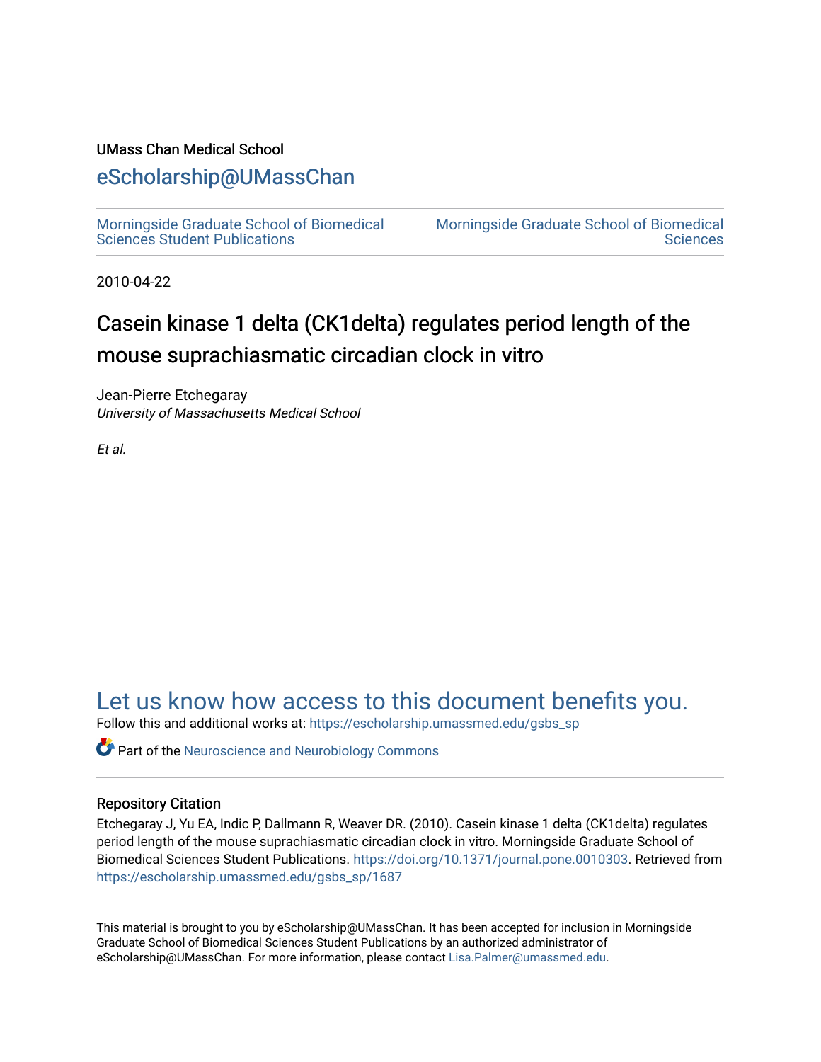UMass Chan Medical School

## eScholarship@UMassChan

Morningside Graduate School of Biomedical Sciences Student Publications

Morningside Graduate School of Biomedical Sciences

2010-04-22

# Casein kinase 1 delta (CK1delta) regulates period length of the mouse suprachiasmatic circadian clock in vitro

Jean-Pierre Etchegaray
*University of Massachusetts Medical School*

*Et al.*

## Let us know how access to this document benefits you.

Follow this and additional works at: https://escholarship.umassmed.edu/gsbs_sp

Part of the Neuroscience and Neurobiology Commons

### Repository Citation

Etchegaray J, Yu EA, Indic P, Dallmann R, Weaver DR. (2010). Casein kinase 1 delta (CK1delta) regulates period length of the mouse suprachiasmatic circadian clock in vitro. Morningside Graduate School of Biomedical Sciences Student Publications. https://doi.org/10.1371/journal.pone.0010303. Retrieved from https://escholarship.umassmed.edu/gsbs_sp/1687

This material is brought to you by eScholarship@UMassChan. It has been accepted for inclusion in Morningside Graduate School of Biomedical Sciences Student Publications by an authorized administrator of eScholarship@UMassChan. For more information, please contact Lisa.Palmer@umassmed.edu.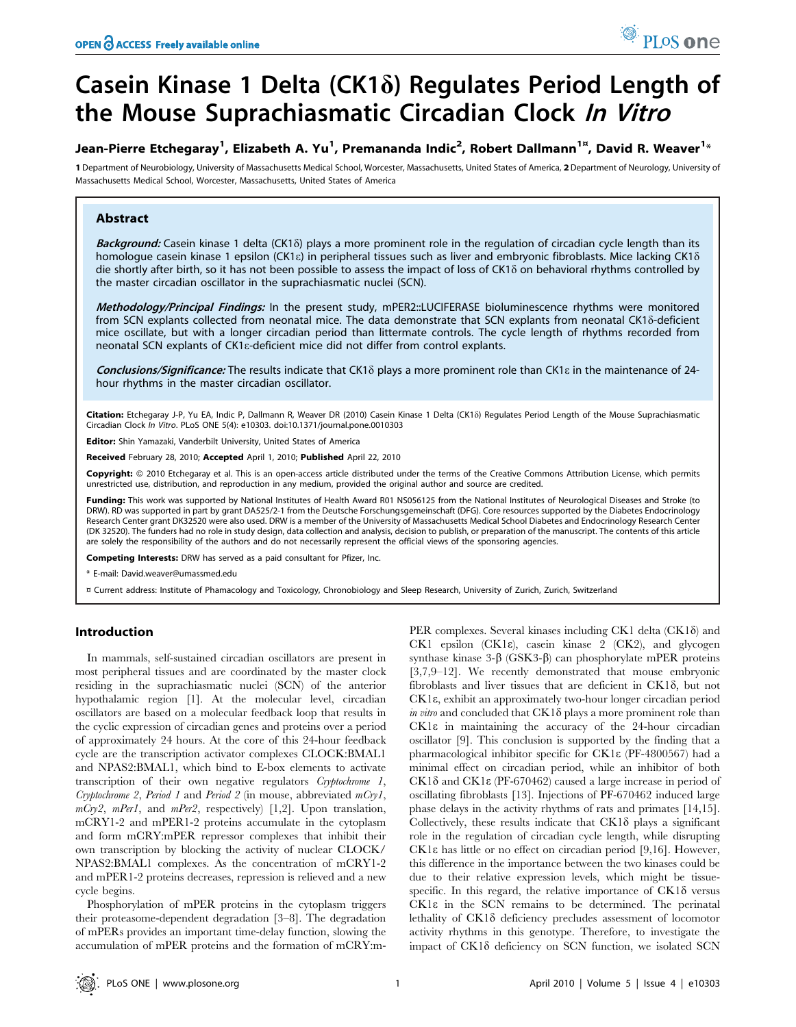# Casein Kinase 1 Delta (CK1δ) Regulates Period Length of the Mouse Suprachiasmatic Circadian Clock *In Vitro*

**Jean-Pierre Etchegaray[1], Elizabeth A. Yu[1], Premananda Indic[2], Robert Dallmann[1¤], David R. Weaver[1]***

**1** Department of Neurobiology, University of Massachusetts Medical School, Worcester, Massachusetts, United States of America, **2** Department of Neurology, University of Massachusetts Medical School, Worcester, Massachusetts, United States of America

## Abstract

***Background:*** Casein kinase 1 delta (CK1δ) plays a more prominent role in the regulation of circadian cycle length than its homologue casein kinase 1 epsilon (CK1ε) in peripheral tissues such as liver and embryonic fibroblasts. Mice lacking CK1δ die shortly after birth, so it has not been possible to assess the impact of loss of CK1δ on behavioral rhythms controlled by the master circadian oscillator in the suprachiasmatic nuclei (SCN).

***Methodology/Principal Findings:*** In the present study, mPER2::LUCIFERASE bioluminescence rhythms were monitored from SCN explants collected from neonatal mice. The data demonstrate that SCN explants from neonatal CK1δ-deficient mice oscillate, but with a longer circadian period than littermate controls. The cycle length of rhythms recorded from neonatal SCN explants of CK1ε-deficient mice did not differ from control explants.

***Conclusions/Significance:*** The results indicate that CK1δ plays a more prominent role than CK1ε in the maintenance of 24-hour rhythms in the master circadian oscillator.

**Citation:** Etchegaray J-P, Yu EA, Indic P, Dallmann R, Weaver DR (2010) Casein Kinase 1 Delta (CK1δ) Regulates Period Length of the Mouse Suprachiasmatic Circadian Clock *In Vitro*. PLoS ONE 5(4): e10303. doi:10.1371/journal.pone.0010303

**Editor:** Shin Yamazaki, Vanderbilt University, United States of America

**Received** February 28, 2010; **Accepted** April 1, 2010; **Published** April 22, 2010

**Copyright:** © 2010 Etchegaray et al. This is an open-access article distributed under the terms of the Creative Commons Attribution License, which permits unrestricted use, distribution, and reproduction in any medium, provided the original author and source are credited.

**Funding:** This work was supported by National Institutes of Health Award R01 NS056125 from the National Institutes of Neurological Diseases and Stroke (to DRW). RD was supported in part by grant DA525/2-1 from the Deutsche Forschungsgemeinschaft (DFG). Core resources supported by the Diabetes Endocrinology Research Center grant DK32520 were also used. DRW is a member of the University of Massachusetts Medical School Diabetes and Endocrinology Research Center (DK 32520). The funders had no role in study design, data collection and analysis, decision to publish, or preparation of the manuscript. The contents of this article are solely the responsibility of the authors and do not necessarily represent the official views of the sponsoring agencies.

**Competing Interests:** DRW has served as a paid consultant for Pfizer, Inc.

* E-mail: David.weaver@umassmed.edu

¤ Current address: Institute of Phamacology and Toxicology, Chronobiology and Sleep Research, University of Zurich, Zurich, Switzerland

## Introduction

In mammals, self-sustained circadian oscillators are present in most peripheral tissues and are coordinated by the master clock residing in the suprachiasmatic nuclei (SCN) of the anterior hypothalamic region [1]. At the molecular level, circadian oscillators are based on a molecular feedback loop that results in the cyclic expression of circadian genes and proteins over a period of approximately 24 hours. At the core of this 24-hour feedback cycle are the transcription activator complexes CLOCK:BMAL1 and NPAS2:BMAL1, which bind to E-box elements to activate transcription of their own negative regulators *Cryptochrome 1*, *Cryptochrome 2*, *Period 1* and *Period 2* (in mouse, abbreviated *mCry1*, *mCry2*, *mPer1*, and *mPer2*, respectively) [1,2]. Upon translation, mCRY1-2 and mPER1-2 proteins accumulate in the cytoplasm and form mCRY:mPER repressor complexes that inhibit their own transcription by blocking the activity of nuclear CLOCK/NPAS2:BMAL1 complexes. As the concentration of mCRY1-2 and mPER1-2 proteins decreases, repression is relieved and a new cycle begins.

Phosphorylation of mPER proteins in the cytoplasm triggers their proteasome-dependent degradation [3–8]. The degradation of mPERs provides an important time-delay function, slowing the accumulation of mPER proteins and the formation of mCRY:mPER complexes. Several kinases including CK1 delta (CK1δ) and CK1 epsilon (CK1ε), casein kinase 2 (CK2), and glycogen synthase kinase 3-β (GSK3-β) can phosphorylate mPER proteins [3,7,9–12]. We recently demonstrated that mouse embryonic fibroblasts and liver tissues that are deficient in CK1δ, but not CK1ε, exhibit an approximately two-hour longer circadian period *in vitro* and concluded that CK1δ plays a more prominent role than CK1ε in maintaining the accuracy of the 24-hour circadian oscillator [9]. This conclusion is supported by the finding that a pharmacological inhibitor specific for CK1ε (PF-4800567) had a minimal effect on circadian period, while an inhibitor of both CK1δ and CK1ε (PF-670462) caused a large increase in period of oscillating fibroblasts [13]. Injections of PF-670462 induced large phase delays in the activity rhythms of rats and primates [14,15]. Collectively, these results indicate that CK1δ plays a significant role in the regulation of circadian cycle length, while disrupting CK1ε has little or no effect on circadian period [9,16]. However, this difference in the importance between the two kinases could be due to their relative expression levels, which might be tissue-specific. In this regard, the relative importance of CK1δ versus CK1ε in the SCN remains to be determined. The perinatal lethality of CK1δ deficiency precludes assessment of locomotor activity rhythms in this genotype. Therefore, to investigate the impact of CK1δ deficiency on SCN function, we isolated SCN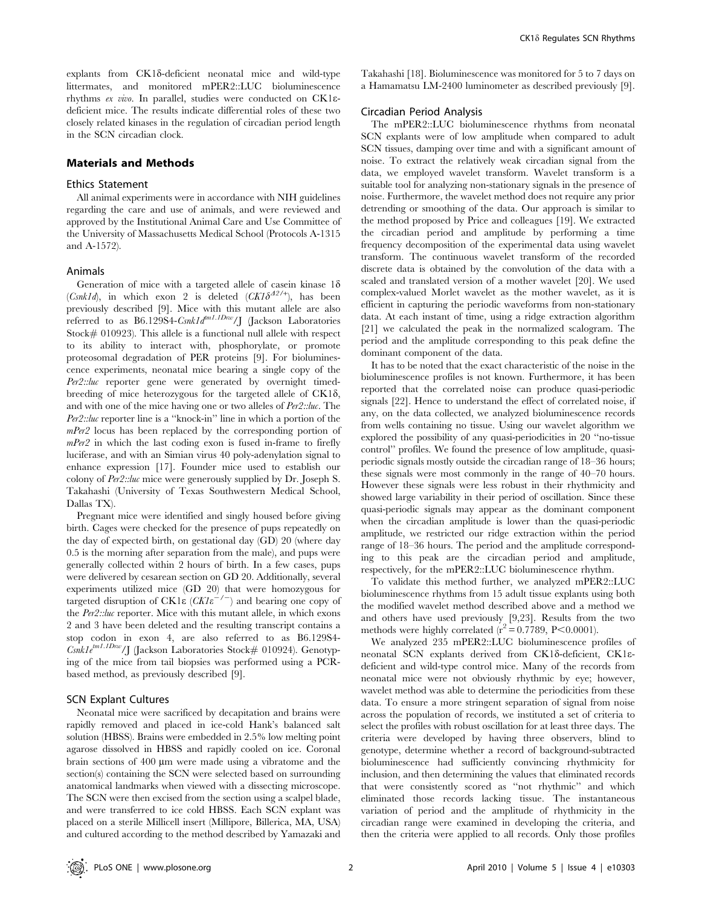explants from CK1δ-deficient neonatal mice and wild-type littermates, and monitored mPER2::LUC bioluminescence rhythms *ex vivo*. In parallel, studies were conducted on CK1ε-deficient mice. The results indicate differential roles of these two closely related kinases in the regulation of circadian period length in the SCN circadian clock.

## Materials and Methods

### Ethics Statement

All animal experiments were in accordance with NIH guidelines regarding the care and use of animals, and were reviewed and approved by the Institutional Animal Care and Use Committee of the University of Massachusetts Medical School (Protocols A-1315 and A-1572).

### Animals

Generation of mice with a targeted allele of casein kinase 1δ (*Csnk1d*), in which exon 2 is deleted ($CK1\delta^{\Delta 2/+}$), has been previously described [9]. Mice with this mutant allele are also referred to as B6.129S4-$Csnk1d^{tm1.1Drw}$/J (Jackson Laboratories Stock# 010923). This allele is a functional null allele with respect to its ability to interact with, phosphorylate, or promote proteosomal degradation of PER proteins [9]. For bioluminescence experiments, neonatal mice bearing a single copy of the *Per2::luc* reporter gene were generated by overnight timed-breeding of mice heterozygous for the targeted allele of CK1δ, and with one of the mice having one or two alleles of *Per2::luc*. The *Per2::luc* reporter line is a "knock-in" line in which a portion of the *mPer2* locus has been replaced by the corresponding portion of *mPer2* in which the last coding exon is fused in-frame to firefly luciferase, and with an Simian virus 40 poly-adenylation signal to enhance expression [17]. Founder mice used to establish our colony of *Per2::luc* mice were generously supplied by Dr. Joseph S. Takahashi (University of Texas Southwestern Medical School, Dallas TX).

Pregnant mice were identified and singly housed before giving birth. Cages were checked for the presence of pups repeatedly on the day of expected birth, on gestational day (GD) 20 (where day 0.5 is the morning after separation from the male), and pups were generally collected within 2 hours of birth. In a few cases, pups were delivered by cesarean section on GD 20. Additionally, several experiments utilized mice (GD 20) that were homozygous for targeted disruption of CK1ε ($CK1\varepsilon^{-/-}$) and bearing one copy of the *Per2::luc* reporter. Mice with this mutant allele, in which exons 2 and 3 have been deleted and the resulting transcript contains a stop codon in exon 4, are also referred to as B6.129S4-$Csnk1e^{tm1.1Drw}$/J (Jackson Laboratories Stock# 010924). Genotyping of the mice from tail biopsies was performed using a PCR-based method, as previously described [9].

### SCN Explant Cultures

Neonatal mice were sacrificed by decapitation and brains were rapidly removed and placed in ice-cold Hank's balanced salt solution (HBSS). Brains were embedded in 2.5% low melting point agarose dissolved in HBSS and rapidly cooled on ice. Coronal brain sections of 400 µm were made using a vibratome and the section(s) containing the SCN were selected based on surrounding anatomical landmarks when viewed with a dissecting microscope. The SCN were then excised from the section using a scalpel blade, and were transferred to ice cold HBSS. Each SCN explant was placed on a sterile Millicell insert (Millipore, Billerica, MA, USA) and cultured according to the method described by Yamazaki and Takahashi [18]. Bioluminescence was monitored for 5 to 7 days on a Hamamatsu LM-2400 luminometer as described previously [9].

### Circadian Period Analysis

The mPER2::LUC bioluminescence rhythms from neonatal SCN explants were of low amplitude when compared to adult SCN tissues, damping over time and with a significant amount of noise. To extract the relatively weak circadian signal from the data, we employed wavelet transform. Wavelet transform is a suitable tool for analyzing non-stationary signals in the presence of noise. Furthermore, the wavelet method does not require any prior detrending or smoothing of the data. Our approach is similar to the method proposed by Price and colleagues [19]. We extracted the circadian period and amplitude by performing a time frequency decomposition of the experimental data using wavelet transform. The continuous wavelet transform of the recorded discrete data is obtained by the convolution of the data with a scaled and translated version of a mother wavelet [20]. We used complex-valued Morlet wavelet as the mother wavelet, as it is efficient in capturing the periodic waveforms from non-stationary data. At each instant of time, using a ridge extraction algorithm [21] we calculated the peak in the normalized scalogram. The period and the amplitude corresponding to this peak define the dominant component of the data.

It has to be noted that the exact characteristic of the noise in the bioluminescence profiles is not known. Furthermore, it has been reported that the correlated noise can produce quasi-periodic signals [22]. Hence to understand the effect of correlated noise, if any, on the data collected, we analyzed bioluminescence records from wells containing no tissue. Using our wavelet algorithm we explored the possibility of any quasi-periodicities in 20 "no-tissue control" profiles. We found the presence of low amplitude, quasi-periodic signals mostly outside the circadian range of 18–36 hours; these signals were most commonly in the range of 40–70 hours. However these signals were less robust in their rhythmicity and showed large variability in their period of oscillation. Since these quasi-periodic signals may appear as the dominant component when the circadian amplitude is lower than the quasi-periodic amplitude, we restricted our ridge extraction within the period range of 18–36 hours. The period and the amplitude corresponding to this peak are the circadian period and amplitude, respectively, for the mPER2::LUC bioluminescence rhythm.

To validate this method further, we analyzed mPER2::LUC bioluminescence rhythms from 15 adult tissue explants using both the modified wavelet method described above and a method we and others have used previously [9,23]. Results from the two methods were highly correlated ($r^2 = 0.7789$, $P < 0.0001$).

We analyzed 235 mPER2::LUC bioluminescence profiles of neonatal SCN explants derived from CK1δ-deficient, CK1ε-deficient and wild-type control mice. Many of the records from neonatal mice were not obviously rhythmic by eye; however, wavelet method was able to determine the periodicities from these data. To ensure a more stringent separation of signal from noise across the population of records, we instituted a set of criteria to select the profiles with robust oscillation for at least three days. The criteria were developed by having three observers, blind to genotype, determine whether a record of background-subtracted bioluminescence had sufficiently convincing rhythmicity for inclusion, and then determining the values that eliminated records that were consistently scored as "not rhythmic" and which eliminated those records lacking tissue. The instantaneous variation of period and the amplitude of rhythmicity in the circadian range were examined in developing the criteria, and then the criteria were applied to all records. Only those profiles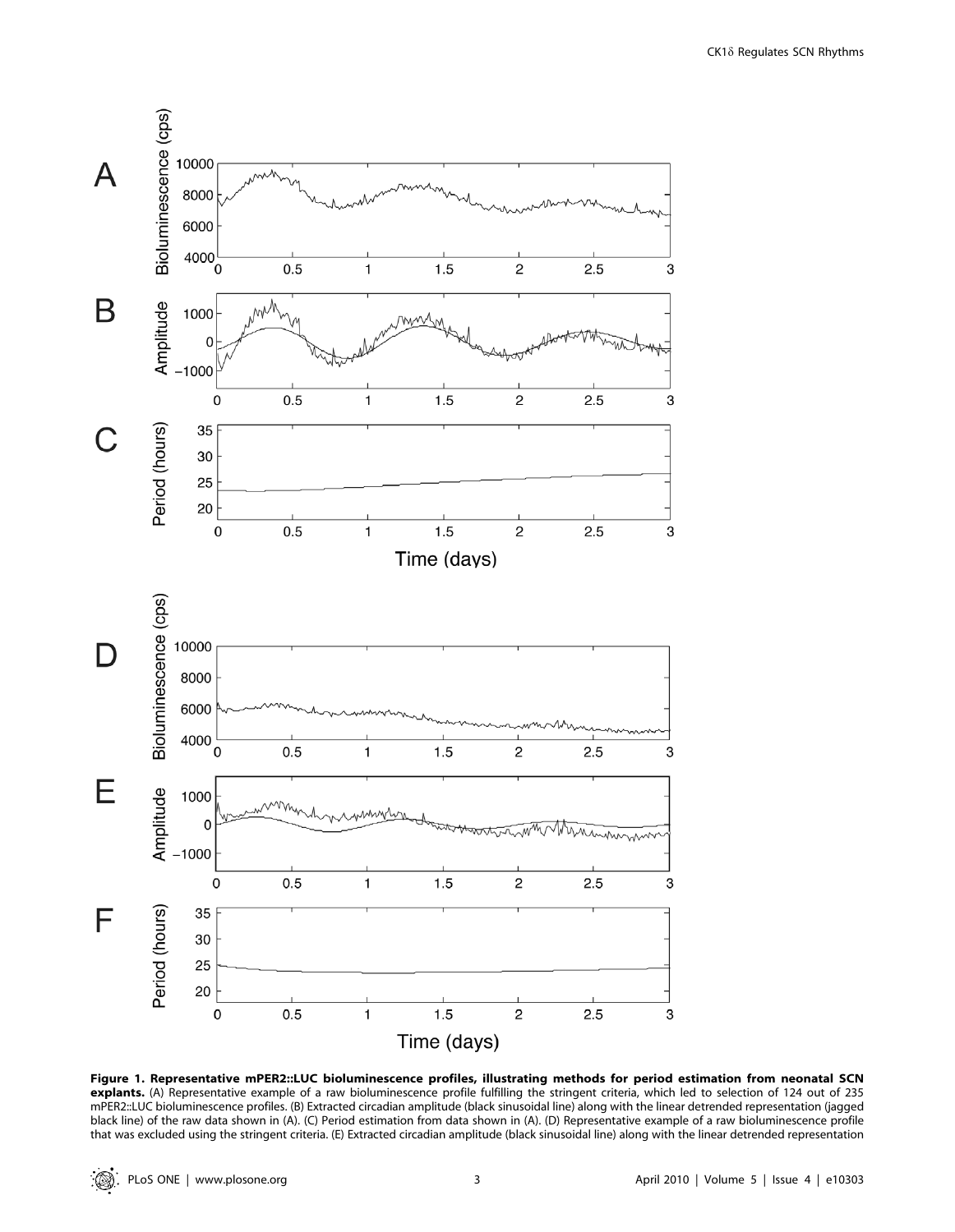**Figure 1. Representative mPER2::LUC bioluminescence profiles, illustrating methods for period estimation from neonatal SCN explants.** (A) Representative example of a raw bioluminescence profile fulfilling the stringent criteria, which led to selection of 124 out of 235 mPER2::LUC bioluminescence profiles. (B) Extracted circadian amplitude (black sinusoidal line) along with the linear detrended representation (jagged black line) of the raw data shown in (A). (C) Period estimation from data shown in (A). (D) Representative example of a raw bioluminescence profile that was excluded using the stringent criteria. (E) Extracted circadian amplitude (black sinusoidal line) along with the linear detrended representation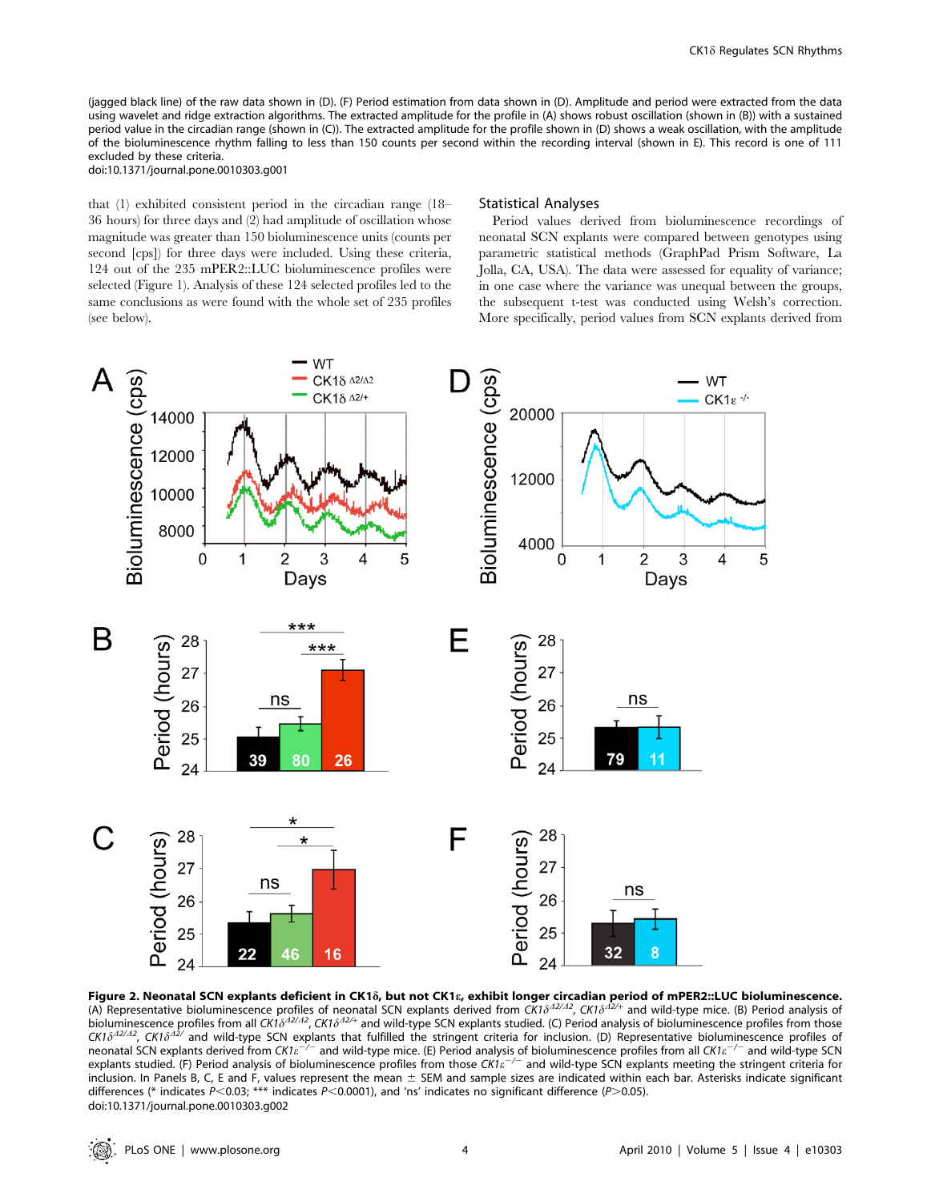(jagged black line) of the raw data shown in (D). (F) Period estimation from data shown in (D). Amplitude and period were extracted from the data using wavelet and ridge extraction algorithms. The extracted amplitude for the profile in (A) shows robust oscillation (shown in (B)) with a sustained period value in the circadian range (shown in (C)). The extracted amplitude for the profile shown in (D) shows a weak oscillation, with the amplitude of the bioluminescence rhythm falling to less than 150 counts per second within the recording interval (shown in E). This record is one of 111 excluded by these criteria.
doi:10.1371/journal.pone.0010303.g001

that (1) exhibited consistent period in the circadian range (18–36 hours) for three days and (2) had amplitude of oscillation whose magnitude was greater than 150 bioluminescence units (counts per second [cps]) for three days were included. Using these criteria, 124 out of the 235 mPER2::LUC bioluminescence profiles were selected (Figure 1). Analysis of these 124 selected profiles led to the same conclusions as were found with the whole set of 235 profiles (see below).

## Statistical Analyses

Period values derived from bioluminescence recordings of neonatal SCN explants were compared between genotypes using parametric statistical methods (GraphPad Prism Software, La Jolla, CA, USA). The data were assessed for equality of variance; in one case where the variance was unequal between the groups, the subsequent t-test was conducted using Welsh's correction. More specifically, period values from SCN explants derived from

**Figure 2. Neonatal SCN explants deficient in CK1δ, but not CK1ε, exhibit longer circadian period of mPER2::LUC bioluminescence.** (A) Representative bioluminescence profiles of neonatal SCN explants derived from $CK1\delta^{\Delta 2/\Delta 2}$, $CK1\delta^{\Delta 2/+}$ and wild-type mice. (B) Period analysis of bioluminescence profiles from all $CK1\delta^{\Delta 2/\Delta 2}$, $CK1\delta^{\Delta 2/+}$ and wild-type SCN explants studied. (C) Period analysis of bioluminescence profiles from those $CK1\delta^{\Delta 2/\Delta 2}$, $CK1\delta^{\Delta 2/}$ and wild-type SCN explants that fulfilled the stringent criteria for inclusion. (D) Representative bioluminescence profiles of neonatal SCN explants derived from $CK1\varepsilon^{-/-}$ and wild-type mice. (E) Period analysis of bioluminescence profiles from all $CK1\varepsilon^{-/-}$ and wild-type SCN explants studied. (F) Period analysis of bioluminescence profiles from those $CK1\varepsilon^{-/-}$ and wild-type SCN explants meeting the stringent criteria for inclusion. In Panels B, C, E and F, values represent the mean ± SEM and sample sizes are indicated within each bar. Asterisks indicate significant differences (* indicates $P<0.03$; *** indicates $P<0.0001$), and 'ns' indicates no significant difference ($P>0.05$).
doi:10.1371/journal.pone.0010303.g002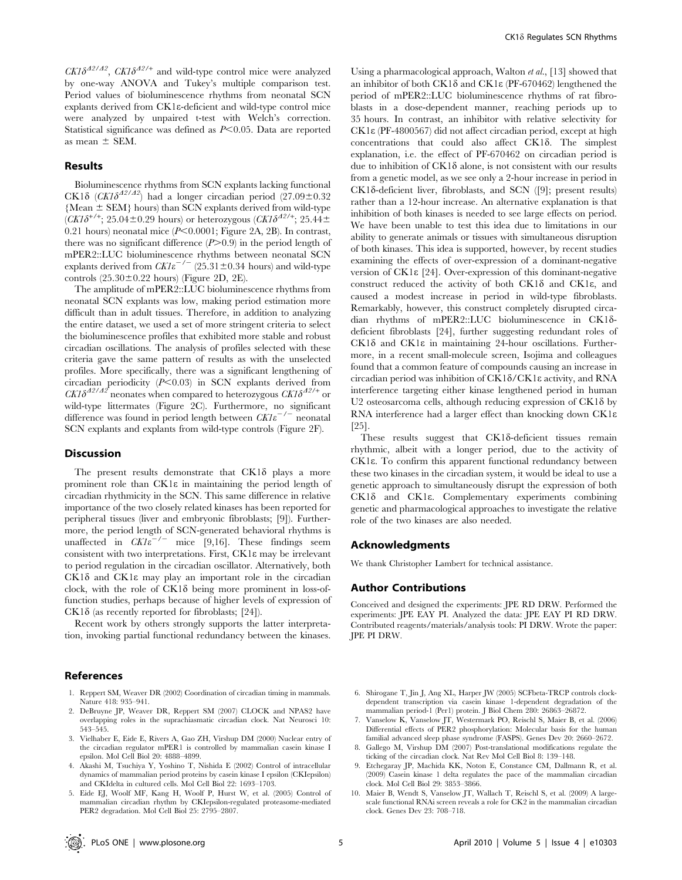$CK1\delta^{\Delta2/\Delta2}$, $CK1\delta^{\Delta2/+}$ and wild-type control mice were analyzed by one-way ANOVA and Tukey's multiple comparison test. Period values of bioluminescence rhythms from neonatal SCN explants derived from CK1ε-deficient and wild-type control mice were analyzed by unpaired t-test with Welch's correction. Statistical significance was defined as $P<0.05$. Data are reported as mean ± SEM.

## Results

Bioluminescence rhythms from SCN explants lacking functional CK1δ ($CK1\delta^{\Delta2/\Delta2}$) had a longer circadian period (27.09±0.32 {Mean ± SEM} hours) than SCN explants derived from wild-type ($CK1\delta^{+/+}$; 25.04±0.29 hours) or heterozygous ($CK1\delta^{\Delta2/+}$; 25.44±0.21 hours) neonatal mice ($P<0.0001$; Figure 2A, 2B). In contrast, there was no significant difference ($P>0.9$) in the period length of mPER2::LUC bioluminescence rhythms between neonatal SCN explants derived from $CK1\varepsilon^{-/-}$ (25.31±0.34 hours) and wild-type controls (25.30±0.22 hours) (Figure 2D, 2E).

The amplitude of mPER2::LUC bioluminescence rhythms from neonatal SCN explants was low, making period estimation more difficult than in adult tissues. Therefore, in addition to analyzing the entire dataset, we used a set of more stringent criteria to select the bioluminescence profiles that exhibited more stable and robust circadian oscillations. The analysis of profiles selected with these criteria gave the same pattern of results as with the unselected profiles. More specifically, there was a significant lengthening of circadian periodicity ($P<0.03$) in SCN explants derived from $CK1\delta^{\Delta2/\Delta2}$ neonates when compared to heterozygous $CK1\delta^{\Delta2/+}$ or wild-type littermates (Figure 2C). Furthermore, no significant difference was found in period length between $CK1\varepsilon^{-/-}$ neonatal SCN explants and explants from wild-type controls (Figure 2F).

## Discussion

The present results demonstrate that CK1δ plays a more prominent role than CK1ε in maintaining the period length of circadian rhythmicity in the SCN. This same difference in relative importance of the two closely related kinases has been reported for peripheral tissues (liver and embryonic fibroblasts; [9]). Furthermore, the period length of SCN-generated behavioral rhythms is unaffected in $CK1\varepsilon^{-/-}$ mice [9,16]. These findings seem consistent with two interpretations. First, CK1ε may be irrelevant to period regulation in the circadian oscillator. Alternatively, both CK1δ and CK1ε may play an important role in the circadian clock, with the role of CK1δ being more prominent in loss-of-function studies, perhaps because of higher levels of expression of CK1δ (as recently reported for fibroblasts; [24]).

Recent work by others strongly supports the latter interpretation, invoking partial functional redundancy between the kinases. Using a pharmacological approach, Walton *et al.*, [13] showed that an inhibitor of both CK1δ and CK1ε (PF-670462) lengthened the period of mPER2::LUC bioluminescence rhythms of rat fibroblasts in a dose-dependent manner, reaching periods up to 35 hours. In contrast, an inhibitor with relative selectivity for CK1ε (PF-4800567) did not affect circadian period, except at high concentrations that could also affect CK1δ. The simplest explanation, i.e. the effect of PF-670462 on circadian period is due to inhibition of CK1δ alone, is not consistent with our results from a genetic model, as we see only a 2-hour increase in period in CK1δ-deficient liver, fibroblasts, and SCN ([9]; present results) rather than a 12-hour increase. An alternative explanation is that inhibition of both kinases is needed to see large effects on period. We have been unable to test this idea due to limitations in our ability to generate animals or tissues with simultaneous disruption of both kinases. This idea is supported, however, by recent studies examining the effects of over-expression of a dominant-negative version of CK1ε [24]. Over-expression of this dominant-negative construct reduced the activity of both CK1δ and CK1ε, and caused a modest increase in period in wild-type fibroblasts. Remarkably, however, this construct completely disrupted circadian rhythms of mPER2::LUC bioluminescence in CK1δ-deficient fibroblasts [24], further suggesting redundant roles of CK1δ and CK1ε in maintaining 24-hour oscillations. Furthermore, in a recent small-molecule screen, Isojima and colleagues found that a common feature of compounds causing an increase in circadian period was inhibition of CK1δ/CK1ε activity, and RNA interference targeting either kinase lengthened period in human U2 osteosarcoma cells, although reducing expression of CK1δ by RNA interference had a larger effect than knocking down CK1ε [25].

These results suggest that CK1δ-deficient tissues remain rhythmic, albeit with a longer period, due to the activity of CK1ε. To confirm this apparent functional redundancy between these two kinases in the circadian system, it would be ideal to use a genetic approach to simultaneously disrupt the expression of both CK1δ and CK1ε. Complementary experiments combining genetic and pharmacological approaches to investigate the relative role of the two kinases are also needed.

## Acknowledgments

We thank Christopher Lambert for technical assistance.

## Author Contributions

Conceived and designed the experiments: JPE RD DRW. Performed the experiments: JPE EAY PI. Analyzed the data: JPE EAY PI RD DRW. Contributed reagents/materials/analysis tools: PI DRW. Wrote the paper: JPE PI DRW.

## References

1. Reppert SM, Weaver DR (2002) Coordination of circadian timing in mammals. Nature 418: 935–941.
2. DeBruyne JP, Weaver DR, Reppert SM (2007) CLOCK and NPAS2 have overlapping roles in the suprachiasmatic circadian clock. Nat Neurosci 10: 543–545.
3. Vielhaber E, Eide E, Rivers A, Gao ZH, Virshup DM (2000) Nuclear entry of the circadian regulator mPER1 is controlled by mammalian casein kinase I epsilon. Mol Cell Biol 20: 4888–4899.
4. Akashi M, Tsuchiya Y, Yoshino T, Nishida E (2002) Control of intracellular dynamics of mammalian period proteins by casein kinase I epsilon (CKIepsilon) and CKIdelta in cultured cells. Mol Cell Biol 22: 1693–1703.
5. Eide EJ, Woolf MF, Kang H, Woolf P, Hurst W, et al. (2005) Control of mammalian circadian rhythm by CKIepsilon-regulated proteasome-mediated PER2 degradation. Mol Cell Biol 25: 2795–2807.
6. Shirogane T, Jin J, Ang XL, Harper JW (2005) SCFbeta-TRCP controls clock-dependent transcription via casein kinase 1-dependent degradation of the mammalian period-1 (Per1) protein. J Biol Chem 280: 26863–26872.
7. Vanselow K, Vanselow JT, Westermark PO, Reischl S, Maier B, et al. (2006) Differential effects of PER2 phosphorylation: Molecular basis for the human familial advanced sleep phase syndrome (FASPS). Genes Dev 20: 2660–2672.
8. Gallego M, Virshup DM (2007) Post-translational modifications regulate the ticking of the circadian clock. Nat Rev Mol Cell Biol 8: 139–148.
9. Etchegaray JP, Machida KK, Noton E, Constance CM, Dallmann R, et al. (2009) Casein kinase 1 delta regulates the pace of the mammalian circadian clock. Mol Cell Biol 29: 3853–3866.
10. Maier B, Wendt S, Vanselow JT, Wallach T, Reischl S, et al. (2009) A large-scale functional RNAi screen reveals a role for CK2 in the mammalian circadian clock. Genes Dev 23: 708–718.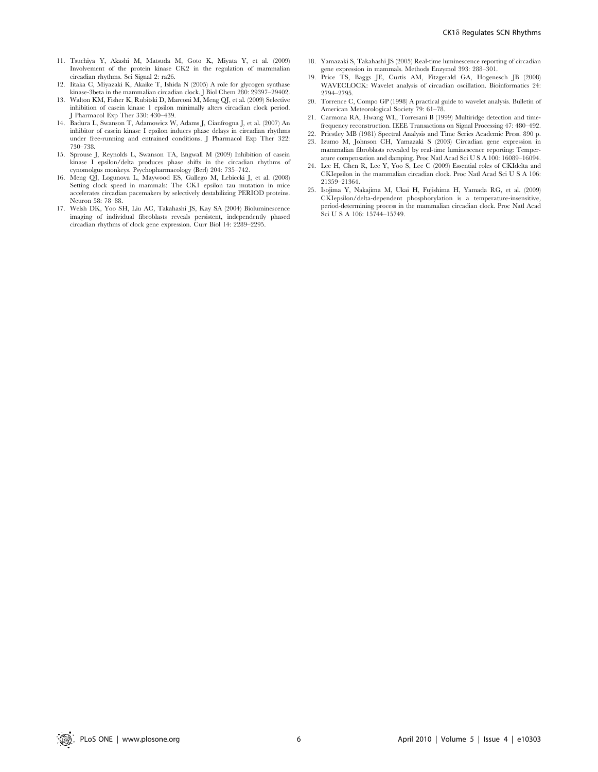11. Tsuchiya Y, Akashi M, Matsuda M, Goto K, Miyata Y, et al. (2009) Involvement of the protein kinase CK2 in the regulation of mammalian circadian rhythms. Sci Signal 2: ra26.
12. Iitaka C, Miyazaki K, Akaike T, Ishida N (2005) A role for glycogen synthase kinase-3beta in the mammalian circadian clock. J Biol Chem 280: 29397–29402.
13. Walton KM, Fisher K, Rubitski D, Marconi M, Meng QJ, et al. (2009) Selective inhibition of casein kinase 1 epsilon minimally alters circadian clock period. J Pharmacol Exp Ther 330: 430–439.
14. Badura L, Swanson T, Adamowicz W, Adams J, Cianfrogna J, et al. (2007) An inhibitor of casein kinase I epsilon induces phase delays in circadian rhythms under free-running and entrained conditions. J Pharmacol Exp Ther 322: 730–738.
15. Sprouse J, Reynolds L, Swanson TA, Engwall M (2009) Inhibition of casein kinase I epsilon/delta produces phase shifts in the circadian rhythms of cynomolgus monkeys. Psychopharmacology (Berl) 204: 735–742.
16. Meng QJ, Logunova L, Maywood ES, Gallego M, Lebiecki J, et al. (2008) Setting clock speed in mammals: The CK1 epsilon tau mutation in mice accelerates circadian pacemakers by selectively destabilizing PERIOD proteins. Neuron 58: 78–88.
17. Welsh DK, Yoo SH, Liu AC, Takahashi JS, Kay SA (2004) Bioluminescence imaging of individual fibroblasts reveals persistent, independently phased circadian rhythms of clock gene expression. Curr Biol 14: 2289–2295.
18. Yamazaki S, Takahashi JS (2005) Real-time luminescence reporting of circadian gene expression in mammals. Methods Enzymol 393: 288–301.
19. Price TS, Baggs JE, Curtis AM, Fitzgerald GA, Hogenesch JB (2008) WAVECLOCK: Wavelet analysis of circadian oscillation. Bioinformatics 24: 2794–2795.
20. Torrence C, Compo GP (1998) A practical guide to wavelet analysis. Bulletin of American Meteorological Society 79: 61–78.
21. Carmona RA, Hwang WL, Torresani B (1999) Multiridge detection and time-frequency reconstruction. IEEE Transactions on Signal Processing 47: 480–492.
22. Priestley MB (1981) Spectral Analysis and Time Series Academic Press. 890 p.
23. Izumo M, Johnson CH, Yamazaki S (2003) Circadian gene expression in mammalian fibroblasts revealed by real-time luminescence reporting: Temperature compensation and damping. Proc Natl Acad Sci U S A 100: 16089–16094.
24. Lee H, Chen R, Lee Y, Yoo S, Lee C (2009) Essential roles of CKIdelta and CKIepsilon in the mammalian circadian clock. Proc Natl Acad Sci U S A 106: 21359–21364.
25. Isojima Y, Nakajima M, Ukai H, Fujishima H, Yamada RG, et al. (2009) CKIepsilon/delta-dependent phosphorylation is a temperature-insensitive, period-determining process in the mammalian circadian clock. Proc Natl Acad Sci U S A 106: 15744–15749.